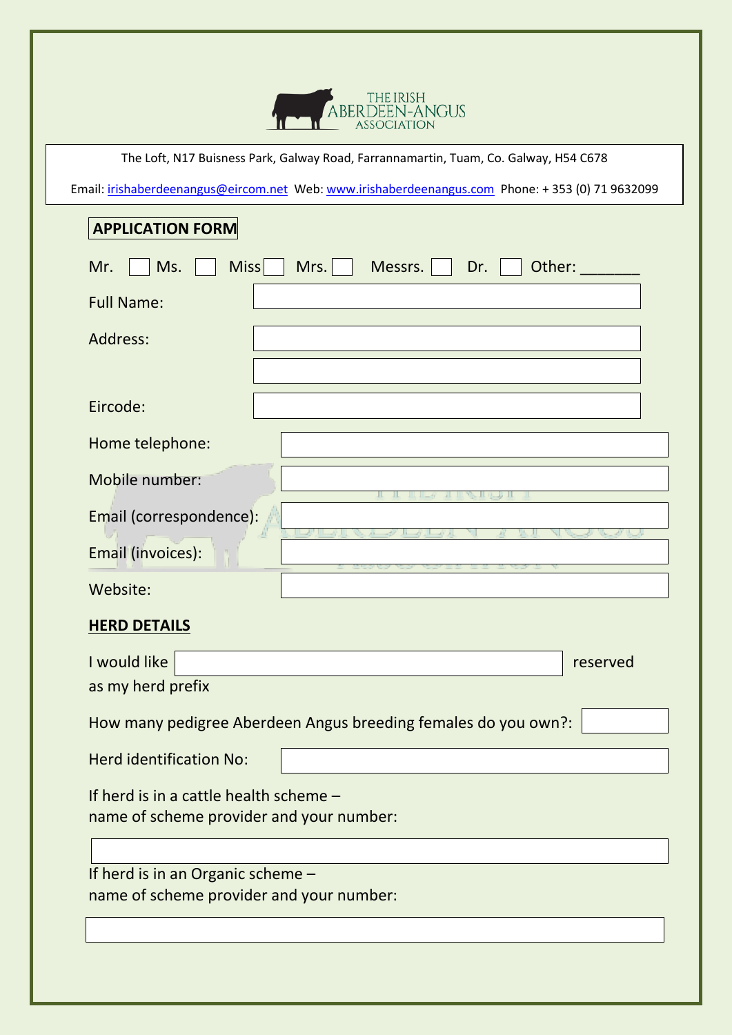THE IRISH ABERDEEN-ANGUS ASSOCIATION

The Loft, N17 Buisness Park, Galway Road, Farrannamartin, Tuam, Co. Galway, H54 C678

Email: irishaberdeenangus@eircom.net Web: www.irishaberdeenangus.com Phone: + 353 (0) 71 9632099

## APPLICATION FORM

Mr. ☐ Ms. ☐ Miss ☐ Mrs. ☐ Messrs. ☐ Dr. ☐ Other: _______

Full Name: ____________________

Address: ____________________

____________________

Eircode: ____________________

Home telephone: ____________________

Mobile number: ____________________

Email (correspondence): ____________________

Email (invoices): ____________________

Website: ____________________

**HERD DETAILS**

I would like ____________________ reserved as my herd prefix

How many pedigree Aberdeen Angus breeding females do you own?: ________

Herd identification No: ____________________

If herd is in a cattle health scheme –
name of scheme provider and your number:

____________________

If herd is in an Organic scheme –
name of scheme provider and your number:

____________________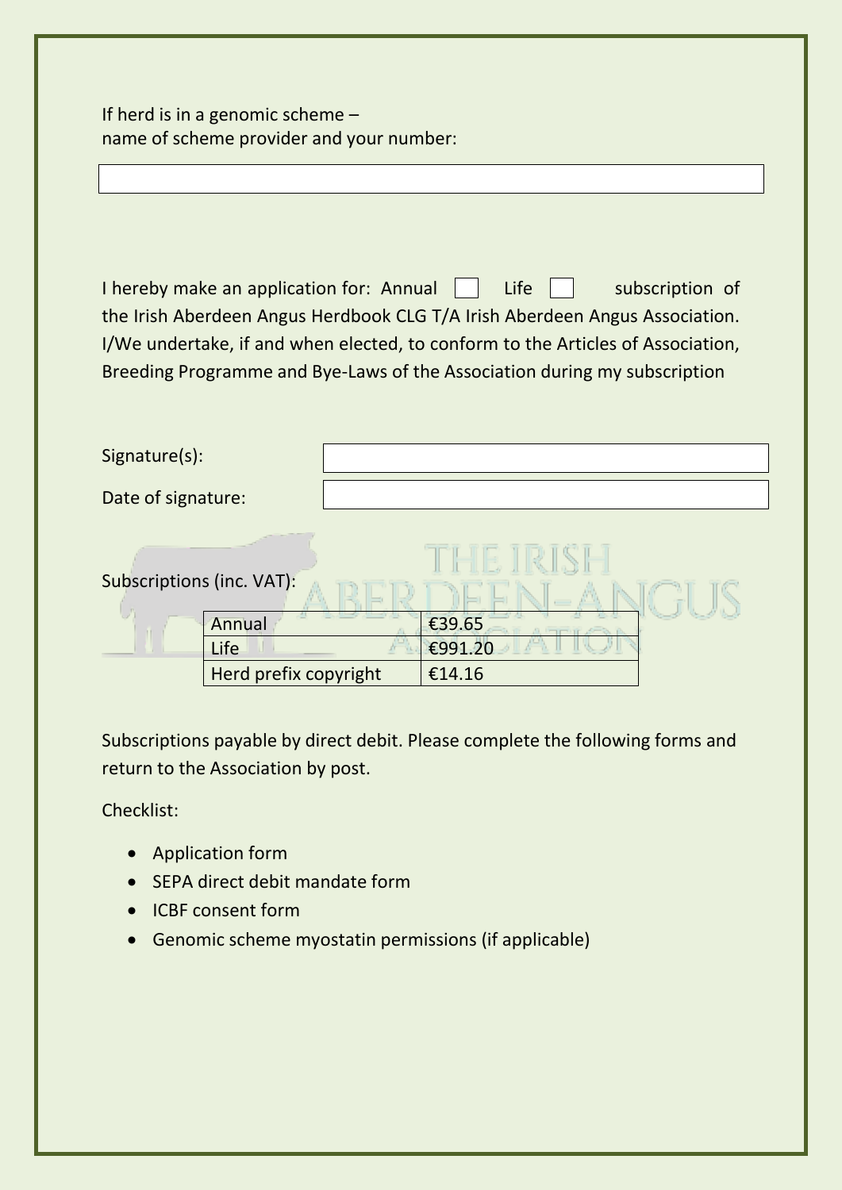If herd is in a genomic scheme –
name of scheme provider and your number:

I hereby make an application for: Annual ☐ Life ☐ subscription of the Irish Aberdeen Angus Herdbook CLG T/A Irish Aberdeen Angus Association. I/We undertake, if and when elected, to conform to the Articles of Association, Breeding Programme and Bye-Laws of the Association during my subscription

Signature(s):

Date of signature:

Subscriptions (inc. VAT):

| | |
|---|---|
| Annual | €39.65 |
| Life | €991.20 |
| Herd prefix copyright | €14.16 |

Subscriptions payable by direct debit. Please complete the following forms and return to the Association by post.

Checklist:

- Application form
- SEPA direct debit mandate form
- ICBF consent form
- Genomic scheme myostatin permissions (if applicable)